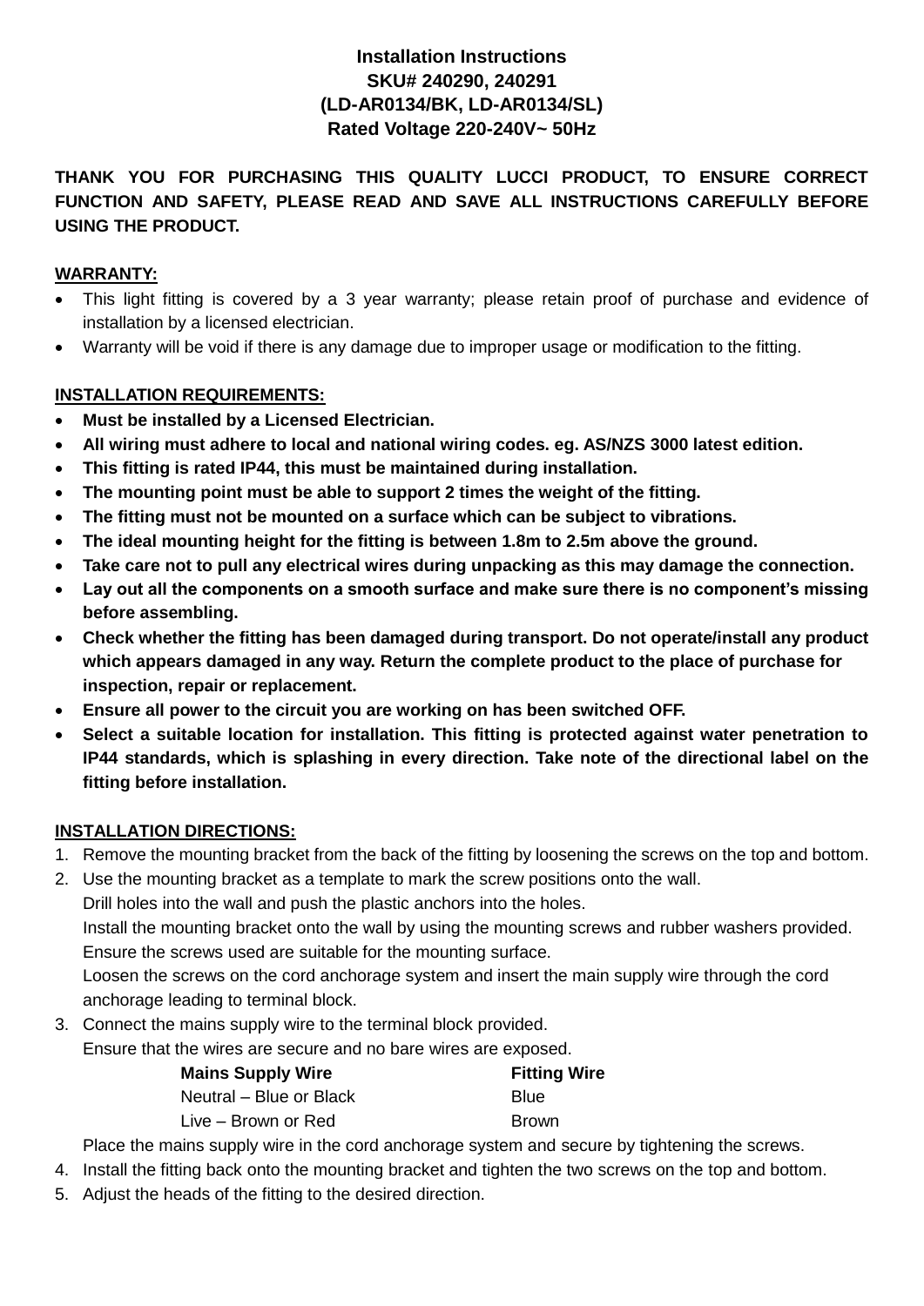**Installation Instructions**
**SKU# 240290, 240291**
**(LD-AR0134/BK, LD-AR0134/SL)**
**Rated Voltage 220-240V~ 50Hz**

**THANK YOU FOR PURCHASING THIS QUALITY LUCCI PRODUCT, TO ENSURE CORRECT FUNCTION AND SAFETY, PLEASE READ AND SAVE ALL INSTRUCTIONS CAREFULLY BEFORE USING THE PRODUCT.**

## WARRANTY:

- This light fitting is covered by a 3 year warranty; please retain proof of purchase and evidence of installation by a licensed electrician.
- Warranty will be void if there is any damage due to improper usage or modification to the fitting.

## INSTALLATION REQUIREMENTS:

- **Must be installed by a Licensed Electrician.**
- **All wiring must adhere to local and national wiring codes. eg. AS/NZS 3000 latest edition.**
- **This fitting is rated IP44, this must be maintained during installation.**
- **The mounting point must be able to support 2 times the weight of the fitting.**
- **The fitting must not be mounted on a surface which can be subject to vibrations.**
- **The ideal mounting height for the fitting is between 1.8m to 2.5m above the ground.**
- **Take care not to pull any electrical wires during unpacking as this may damage the connection.**
- **Lay out all the components on a smooth surface and make sure there is no component's missing before assembling.**
- **Check whether the fitting has been damaged during transport. Do not operate/install any product which appears damaged in any way. Return the complete product to the place of purchase for inspection, repair or replacement.**
- **Ensure all power to the circuit you are working on has been switched OFF.**
- **Select a suitable location for installation. This fitting is protected against water penetration to IP44 standards, which is splashing in every direction. Take note of the directional label on the fitting before installation.**

## INSTALLATION DIRECTIONS:

1. Remove the mounting bracket from the back of the fitting by loosening the screws on the top and bottom.
2. Use the mounting bracket as a template to mark the screw positions onto the wall.
   Drill holes into the wall and push the plastic anchors into the holes.
   Install the mounting bracket onto the wall by using the mounting screws and rubber washers provided.
   Ensure the screws used are suitable for the mounting surface.
   Loosen the screws on the cord anchorage system and insert the main supply wire through the cord anchorage leading to terminal block.
3. Connect the mains supply wire to the terminal block provided.
   Ensure that the wires are secure and no bare wires are exposed.

   | Mains Supply Wire | Fitting Wire |
   | --- | --- |
   | Neutral – Blue or Black | Blue |
   | Live – Brown or Red | Brown |

   Place the mains supply wire in the cord anchorage system and secure by tightening the screws.
4. Install the fitting back onto the mounting bracket and tighten the two screws on the top and bottom.
5. Adjust the heads of the fitting to the desired direction.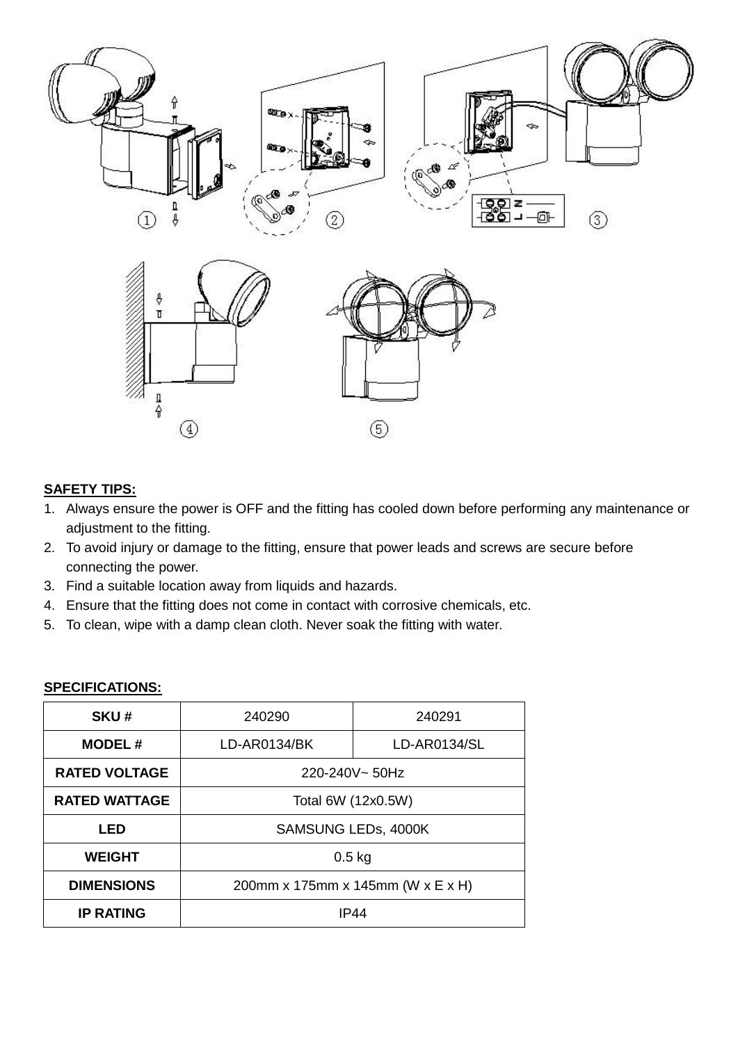**SAFETY TIPS:**

1. Always ensure the power is OFF and the fitting has cooled down before performing any maintenance or adjustment to the fitting.
2. To avoid injury or damage to the fitting, ensure that power leads and screws are secure before connecting the power.
3. Find a suitable location away from liquids and hazards.
4. Ensure that the fitting does not come in contact with corrosive chemicals, etc.
5. To clean, wipe with a damp clean cloth. Never soak the fitting with water.

**SPECIFICATIONS:**

| SKU # | 240290 | 240291 |
|---|---|---|
| MODEL # | LD-AR0134/BK | LD-AR0134/SL |
| RATED VOLTAGE | 220-240V~ 50Hz | |
| RATED WATTAGE | Total 6W (12x0.5W) | |
| LED | SAMSUNG LEDs, 4000K | |
| WEIGHT | 0.5 kg | |
| DIMENSIONS | 200mm x 175mm x 145mm (W x E x H) | |
| IP RATING | IP44 | |